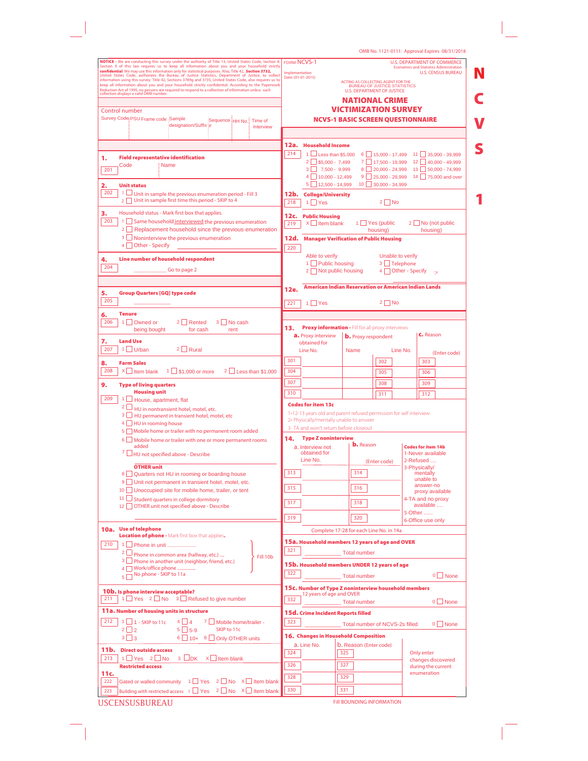OMB No. 1121-0111: Approval Expires 08/31/2018

**NOTICE** - We are conducting this survey under the authority of Title 13, United States Code, Section 8. Section 9 of this law requires us to keep all information about you and your household strictly **confidential**. We may use this information only for statistical purposes. Also, Title 42, **Section 3732**, United States Code, authorizes the Bureau of Justice Statistics, Department of Justice, to collect information using this survey. Title 42, Sections 3789g and 3735, United States Code, also requires us to keep all information about you and your household strictly confidential. According to the Paperwork Reduction Act of 1995, no persons are required to respond to a collection of information unless such collection displays a valid OMB number.

FORM NCVS-1

Implementation Date: (01-01-2015)

U.S. DEPARTMENT OF COMMERCE
Economics and Statistics Administration
U.S. CENSUS BUREAU

ACTING AS COLLECTING AGENT FOR THE BUREAU OF JUSTICE STATISTICS
U.S. DEPARTMENT OF JUSTICE

# NATIONAL CRIME VICTIMIZATION SURVEY

## NCVS-1 BASIC SCREEN QUESTIONNAIRE

**NCVS 1**

Control number

| Survey Code | PSU | Frame code | Sample designation/Suffix | Sequence # | HH No. | Time of Interview |
|---|---|---|---|---|---|---|
| | | | | | | |

**1. Field representative identification**
201 Code ____ Name ____

**2. Unit status**
202
1 ☐ Unit in sample the previous enumeration period - Fill 3
2 ☐ Unit in sample first time this period - SKIP to 4

**3.** Household status - Mark first box that applies.
203
1 ☐ Same household interviewed the previous enumeration
2 ☐ Replacement household since the previous enumeration
3 ☐ Noninterview the previous enumeration
4 ☐ Other - Specify

**4. Line number of household respondent**
204 ________ Go to page 2

**5. Group Quarters [GQ] type code**
205 ________

**6. Tenure**
206 1 ☐ Owned or being bought 2 ☐ Rented for cash 3 ☐ No cash rent

**7. Land Use**
207 1 ☐ Urban 2 ☐ Rural

**8. Farm Sales**
208 X ☐ Item blank 1 ☐ $1,000 or more 2 ☐ Less than $1,000

**9. Type of living quarters**

**Housing unit**
209
1 ☐ House, apartment, flat
2 ☐ HU in nontransient hotel, motel, etc.
3 ☐ HU permanent in transient hotel, motel, etc
4 ☐ HU in rooming house
5 ☐ Mobile home or trailer with no permanent room added
6 ☐ Mobile home or trailer with one or more permanent rooms added
7 ☐ HU not specified above - Describe

**OTHER unit**
8 ☐ Quarters not HU in rooming or boarding house
9 ☐ Unit not permanent in transient hotel, motel, etc.
10 ☐ Unoccupied site for mobile home, trailer, or tent
11 ☐ Student quarters in college dormitory
12 ☐ OTHER unit not specified above - Describe

**10a. Use of telephone**
**Location of phone** - Mark first box that applies.
210
1 ☐ Phone in unit ..................
2 ☐ Phone in common area (hallway, etc.) ....
3 ☐ Phone in another unit (neighbor, friend, etc.)
4 ☐ Work/office phone ..............
(1–4: Fill 10b)
5 ☐ No phone - SKIP to 11a

**10b. Is phone interview acceptable?**
211 1 ☐ Yes 2 ☐ No 3 ☐ Refused to give number

**11a. Number of housing units in structure**
212
1 ☐ 1 - SKIP to 11c
2 ☐ 2
3 ☐ 3
4 ☐ 4
5 ☐ 5-9
6 ☐ 10+
7 ☐ Mobile home/trailer - SKIP to 11c
8 ☐ Only OTHER units

**11b. Direct outside access**
213 1 ☐ Yes 2 ☐ No 3 ☐ DK X ☐ Item blank

**Restricted access**

**11c.**
222 Gated or walled community 1 ☐ Yes 2 ☐ No X ☐ Item blank
223 Building with restricted access 1 ☐ Yes 2 ☐ No X ☐ Item blank

**12a. Household Income**
214
1 ☐ Less than $5,000
2 ☐ $5,000 - 7,499
3 ☐ 7,500 - 9,999
4 ☐ 10,000 - 12,499
5 ☐ 12,500 - 14,999
6 ☐ 15,000 - 17,499
7 ☐ 17,500 - 19,999
8 ☐ 20,000 - 24,999
9 ☐ 25,000 - 29,999
10 ☐ 30,000 - 34,999
11 ☐ 35,000 - 39,999
12 ☐ 40,000 - 49,999
13 ☐ 50,000 - 74,999
14 ☐ 75,000 and over

**12b. College/University**
218 1 ☐ Yes 2 ☐ No

**12c. Public Housing**
219 X ☐ Item blank 1 ☐ Yes (public housing) 2 ☐ No (not public housing)

**12d. Manager Verification of Public Housing**
220
Able to verify
1 ☐ Public housing
2 ☐ Not public housing
Unable to verify
3 ☐ Telephone
4 ☐ Other - Specify

**12e. American Indian Reservation or American Indian Lands**
221 1 ☐ Yes 2 ☐ No

**13. Proxy information** - Fill for all proxy interviews

| a. Proxy interview obtained for Line No. | b. Proxy respondent Name | Line No. | c. Reason (Enter code) |
|---|---|---|---|
| 301 | | 302 | 303 |
| 304 | | 305 | 306 |
| 307 | | 308 | 309 |
| 310 | | 311 | 312 |

**Codes for item 13c**
1-12-13 years old and parent refused permission for self interview
2- Physically/mentally unable to answer
3- TA and won't return before closeout

**14. Type Z noninterview**

| a. Interview not obtained for Line No. | b. Reason (Enter code) |
|---|---|
| 313 | 314 |
| 315 | 316 |
| 317 | 318 |
| 319 | 320 |

**Codes for item 14b**
1-Never available
2-Refused ....
3-Physically/ mentally unable to answer-no proxy available
4-TA and no proxy available ....
5-Other ......
6-Office use only

Complete 17-28 for each Line No. in 14a

**15a. Household members 12 years of age and OVER**
321 ________ Total number

**15b. Household members UNDER 12 years of age**
322 ________ Total number 0 ☐ None

**15c. Number of Type Z noninterview household members** 12 years of age and OVER
332 ________ Total number 0 ☐ None

**15d. Crime Incident Reports filled**
323 ________ Total number of NCVS-2s filled 0 ☐ None

**16. Changes in Household Composition**

| a. Line No. | b. Reason (Enter code) |
|---|---|
| 324 | 325 |
| 326 | 327 |
| 328 | 329 |
| 330 | 331 |

Only enter changes discovered during the current enumeration

USCENSUSBUREAU

Fill BOUNDING INFORMATION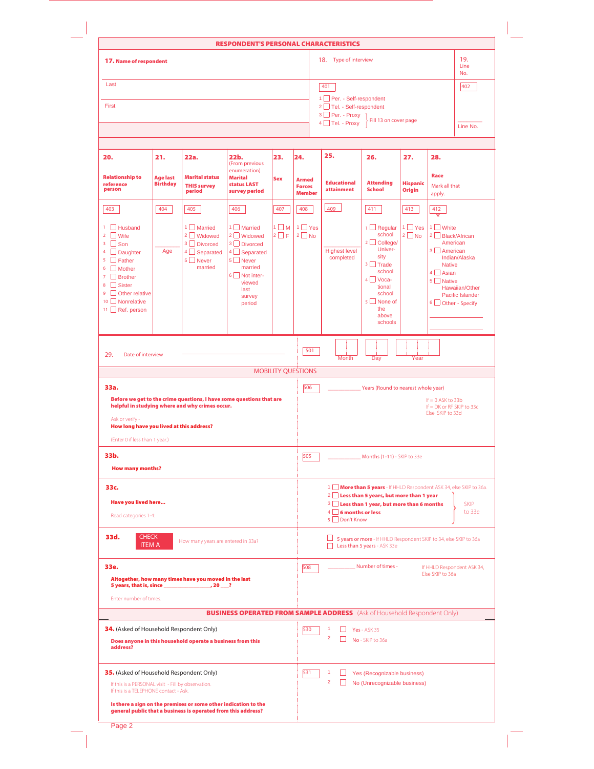## RESPONDENT'S PERSONAL CHARACTERISTICS

**17. Name of respondent**

Last

First

18. Type of interview

401

1 ☐ Per. - Self-respondent
2 ☐ Tel. - Self-respondent
3 ☐ Per. - Proxy
4 ☐ Tel. - Proxy

} Fill 13 on cover page

19. Line No.

402

Line No.

| **20.** Relationship to reference person | **21.** Age last Birthday | **22a.** Marital status THIS survey period | **22b.** (From previous enumeration) Marital status LAST survey period | **23.** Sex | **24.** Armed Forces Member | **25.** Educational attainment | **26.** Attending School | **27.** Hispanic Origin | **28.** Race Mark all that apply. |
|---|---|---|---|---|---|---|---|---|---|
| 403 | 404 | 405 | 406 | 407 | 408 | 409 | 411 | 413 | 412 * |
| 1 ☐ Husband<br>2 ☐ Wife<br>3 ☐ Son<br>4 ☐ Daughter<br>5 ☐ Father<br>6 ☐ Mother<br>7 ☐ Brother<br>8 ☐ Sister<br>9 ☐ Other relative<br>10 ☐ Nonrelative<br>11 ☐ Ref. person | Age | 1 ☐ Married<br>2 ☐ Widowed<br>3 ☐ Divorced<br>4 ☐ Separated<br>5 ☐ Never married | 1 ☐ Married<br>2 ☐ Widowed<br>3 ☐ Divorced<br>4 ☐ Separated<br>5 ☐ Never married<br>6 ☐ Not interviewed last survey period | 1 ☐ M<br>2 ☐ F | 1 ☐ Yes<br>2 ☐ No | Highest level completed | 1 ☐ Regular school<br>2 ☐ College/ University<br>3 ☐ Trade school<br>4 ☐ Vocational school<br>5 ☐ None of the above schools | 1 ☐ Yes<br>2 ☐ No | 1 ☐ White<br>2 ☐ Black/African American<br>3 ☐ American Indian/Alaska Native<br>4 ☐ Asian<br>5 ☐ Native Hawaiian/Other Pacific Islander<br>6 ☐ Other - Specify |

29. Date of interview ____________________ 501 Month Day Year

## MOBILITY QUESTIONS

**33a.**

**Before we get to the crime questions, I have some questions that are helpful in studying where and why crimes occur.**

Ask or verify -
**How long have you lived at this address?**

(Enter 0 if less than 1 year.)

506 ____________ Years (Round to nearest whole year)

If = 0 ASK to 33b
If = DK or RF SKIP to 33c
Else SKIP to 33d

**33b.**

**How many months?**

505 ____________ Months (1-11) - SKIP to 33e

**33c.**

**Have you lived here...**

Read categories 1-4.

1 ☐ **More than 5 years** - If HHLD Respondent ASK 34, else SKIP to 36a.
2 ☐ **Less than 5 years, but more than 1 year**
3 ☐ **Less than 1 year, but more than 6 months**
4 ☐ **6 months or less**
5 ☐ Don't Know

} SKIP to 33e

**33d.** CHECK ITEM A — How many years are entered in 33a?

☐ 5 years or more - If HHLD Respondent SKIP to 34, else SKIP to 36a
☐ Less than 5 years - ASK 33e

**33e.**

**Altogether, how many times have you moved in the last 5 years, that is, since ________________, 20 ___?**

Enter number of times.

508 ____________ Number of times - If HHLD Respondent ASK 34, Else SKIP to 36a

## BUSINESS OPERATED FROM SAMPLE ADDRESS (Ask of Household Respondent Only)

**34.** (Asked of Household Respondent Only)

**Does anyone in this household operate a business from this address?**

530
1 ☐ Yes - ASK 35
2 ☐ No - SKIP to 36a

**35.** (Asked of Household Respondent Only)

If this is a PERSONAL visit - Fill by observation.
If this is a TELEPHONE contact - Ask.

**Is there a sign on the premises or some other indication to the general public that a business is operated from this address?**

531
1 ☐ Yes (Recognizable business)
2 ☐ No (Unrecognizable business)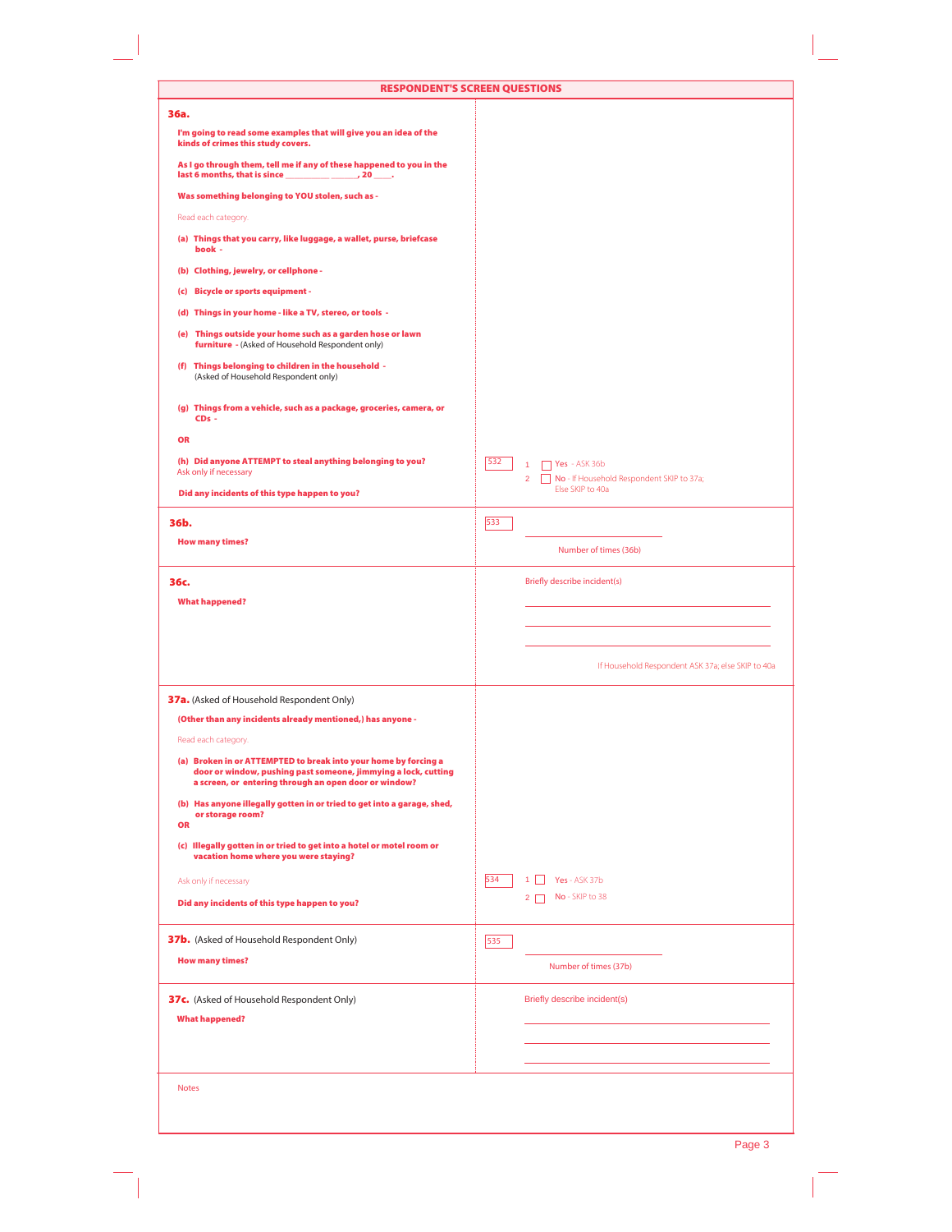## RESPONDENT'S SCREEN QUESTIONS

**36a.**

**I'm going to read some examples that will give you an idea of the kinds of crimes this study covers.**

**As I go through them, tell me if any of these happened to you in the last 6 months, that is since __________ ______, 20 ____.**

**Was something belonging to YOU stolen, such as -**

Read each category.

**(a) Things that you carry, like luggage, a wallet, purse, briefcase book -**

**(b) Clothing, jewelry, or cellphone -**

**(c) Bicycle or sports equipment -**

**(d) Things in your home - like a TV, stereo, or tools -**

**(e) Things outside your home such as a garden hose or lawn furniture -** (Asked of Household Respondent only)

**(f) Things belonging to children in the household -** (Asked of Household Respondent only)

**(g) Things from a vehicle, such as a package, groceries, camera, or CDs -**

**OR**

**(h) Did anyone ATTEMPT to steal anything belonging to you?**
Ask only if necessary

**Did any incidents of this type happen to you?**

532
1 ☐ Yes - ASK 36b
2 ☐ No - If Household Respondent SKIP to 37a; Else SKIP to 40a

**36b.**

**How many times?**

533 ______________
Number of times (36b)

**36c.**

**What happened?**

Briefly describe incident(s)

______________________________

______________________________

______________________________

If Household Respondent ASK 37a; else SKIP to 40a

**37a.** (Asked of Household Respondent Only)

**(Other than any incidents already mentioned,) has anyone -**

Read each category.

**(a) Broken in or ATTEMPTED to break into your home by forcing a door or window, pushing past someone, jimmying a lock, cutting a screen, or entering through an open door or window?**

**(b) Has anyone illegally gotten in or tried to get into a garage, shed, or storage room?**
**OR**

**(c) Illegally gotten in or tried to get into a hotel or motel room or vacation home where you were staying?**

Ask only if necessary

**Did any incidents of this type happen to you?**

534
1 ☐ Yes - ASK 37b
2 ☐ No - SKIP to 38

**37b.** (Asked of Household Respondent Only)

**How many times?**

535 ______________
Number of times (37b)

**37c.** (Asked of Household Respondent Only)

**What happened?**

Briefly describe incident(s)

______________________________

______________________________

______________________________

Notes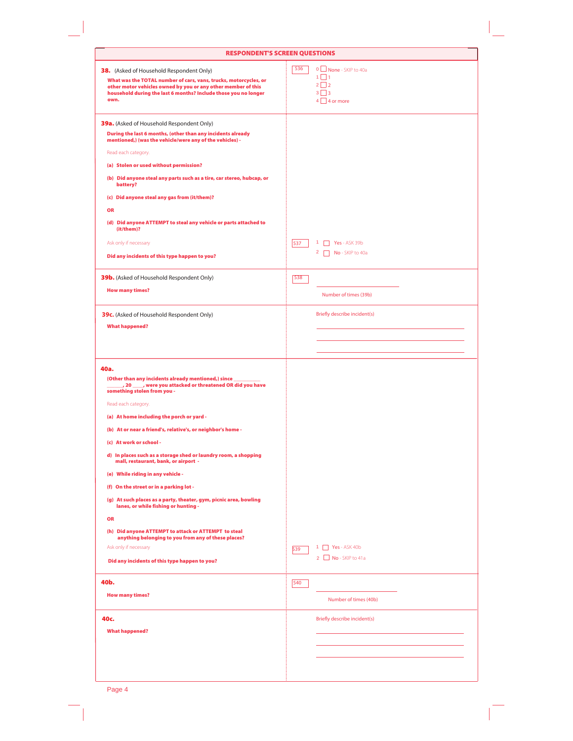## RESPONDENT'S SCREEN QUESTIONS

**38.** (Asked of Household Respondent Only)

**What was the TOTAL number of cars, vans, trucks, motorcycles, or other motor vehicles owned by you or any other member of this household during the last 6 months? Include those you no longer own.**

536

- 0 ☐ None - SKIP to 40a
- 1 ☐ 1
- 2 ☐ 2
- 3 ☐ 3
- 4 ☐ 4 or more

---

**39a.** (Asked of Household Respondent Only)

**During the last 6 months, (other than any incidents already mentioned,) (was the vehicle/were any of the vehicles) -**

Read each category

**(a) Stolen or used without permission?**

**(b) Did anyone steal any parts such as a tire, car stereo, hubcap, or battery?**

**(c) Did anyone steal any gas from (it/them)?**

**OR**

**(d) Did anyone ATTEMPT to steal any vehicle or parts attached to (it/them)?**

Ask only if necessary

**Did any incidents of this type happen to you?**

537

- 1 ☐ Yes - ASK 39b
- 2 ☐ No - SKIP to 40a

---

**39b.** (Asked of Household Respondent Only)

**How many times?**

538

________________ Number of times (39b)

---

**39c.** (Asked of Household Respondent Only)

**What happened?**

Briefly describe incident(s)

________________

________________

________________

---

**40a.**

**(Other than any incidents already mentioned,) since __________ ______, 20 ____, were you attacked or threatened OR did you have something stolen from you -**

Read each category

**(a) At home including the porch or yard -**

**(b) At or near a friend's, relative's, or neighbor's home -**

**(c) At work or school -**

**d) In places such as a storage shed or laundry room, a shopping mall, restaurant, bank, or airport -**

**(e) While riding in any vehicle -**

**(f) On the street or in a parking lot -**

**(g) At such places as a party, theater, gym, picnic area, bowling lanes, or while fishing or hunting -**

**OR**

**(h) Did anyone ATTEMPT to attack or ATTEMPT to steal anything belonging to you from any of these places?**

Ask only if necessary

**Did any incidents of this type happen to you?**

539

- 1 ☐ Yes - ASK 40b
- 2 ☐ No - SKIP to 41a

---

**40b.**

**How many times?**

540

________________ Number of times (40b)

---

**40c.**

**What happened?**

Briefly describe incident(s)

________________

________________

________________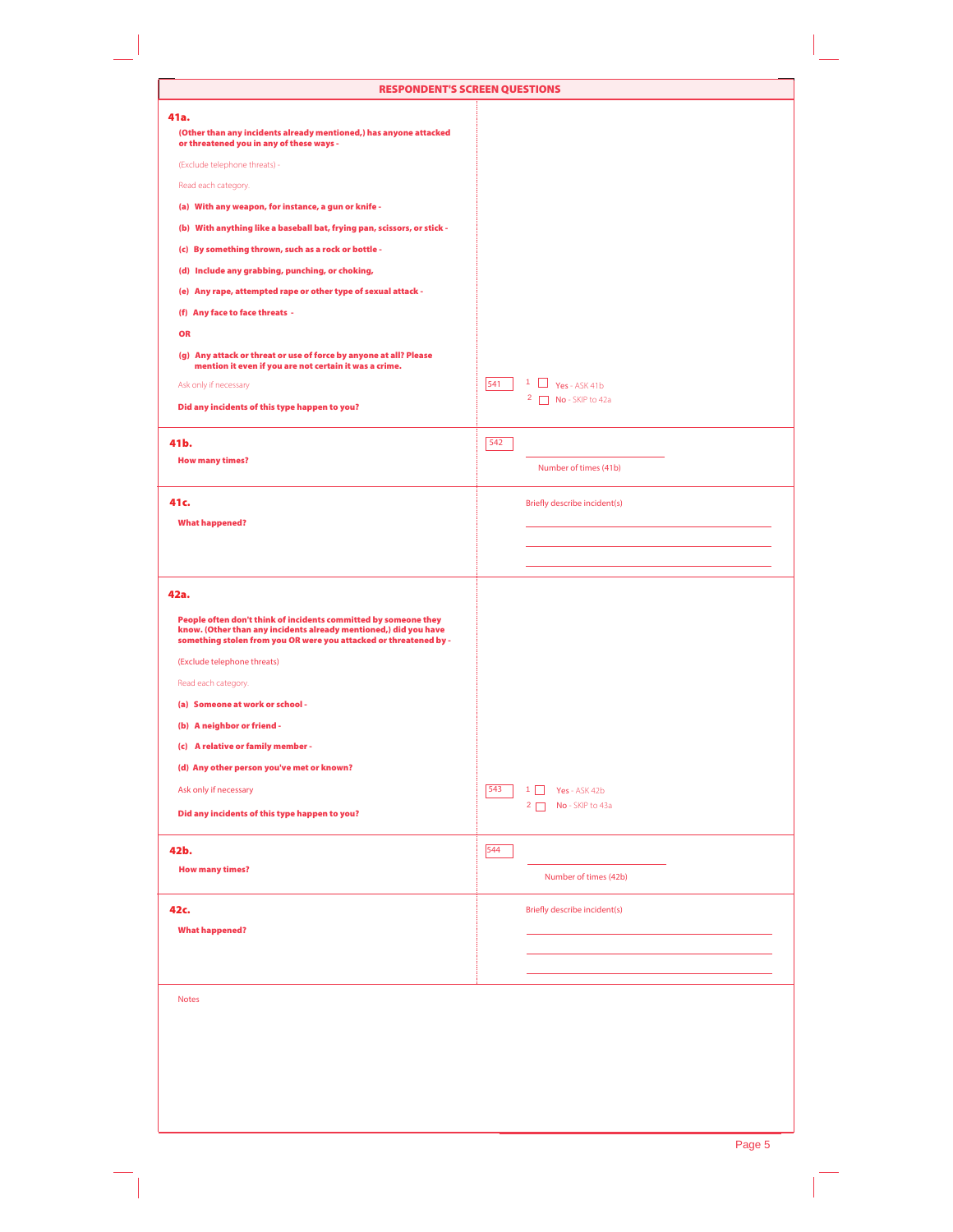## RESPONDENT'S SCREEN QUESTIONS

### 41a.

**(Other than any incidents already mentioned,) has anyone attacked or threatened you in any of these ways -**

(Exclude telephone threats) -

Read each category

**(a) With any weapon, for instance, a gun or knife -**

**(b) With anything like a baseball bat, frying pan, scissors, or stick -**

**(c) By something thrown, such as a rock or bottle -**

**(d) Include any grabbing, punching, or choking,**

**(e) Any rape, attempted rape or other type of sexual attack -**

**(f) Any face to face threats -**

**OR**

**(g) Any attack or threat or use of force by anyone at all? Please mention it even if you are not certain it was a crime.**

Ask only if necessary

**Did any incidents of this type happen to you?**

541

1 ☐ Yes - ASK 41b
2 ☐ No - SKIP to 42a

### 41b.

**How many times?**

542

________ Number of times (41b)

### 41c.

**What happened?**

Briefly describe incident(s)

________________________________________
________________________________________
________________________________________

### 42a.

**People often don't think of incidents committed by someone they know. (Other than any incidents already mentioned,) did you have something stolen from you OR were you attacked or threatened by -**

(Exclude telephone threats)

Read each category

**(a) Someone at work or school -**

**(b) A neighbor or friend -**

**(c) A relative or family member -**

**(d) Any other person you've met or known?**

Ask only if necessary

**Did any incidents of this type happen to you?**

543

1 ☐ Yes - ASK 42b
2 ☐ No - SKIP to 43a

### 42b.

**How many times?**

544

________ Number of times (42b)

### 42c.

**What happened?**

Briefly describe incident(s)

________________________________________
________________________________________
________________________________________

Notes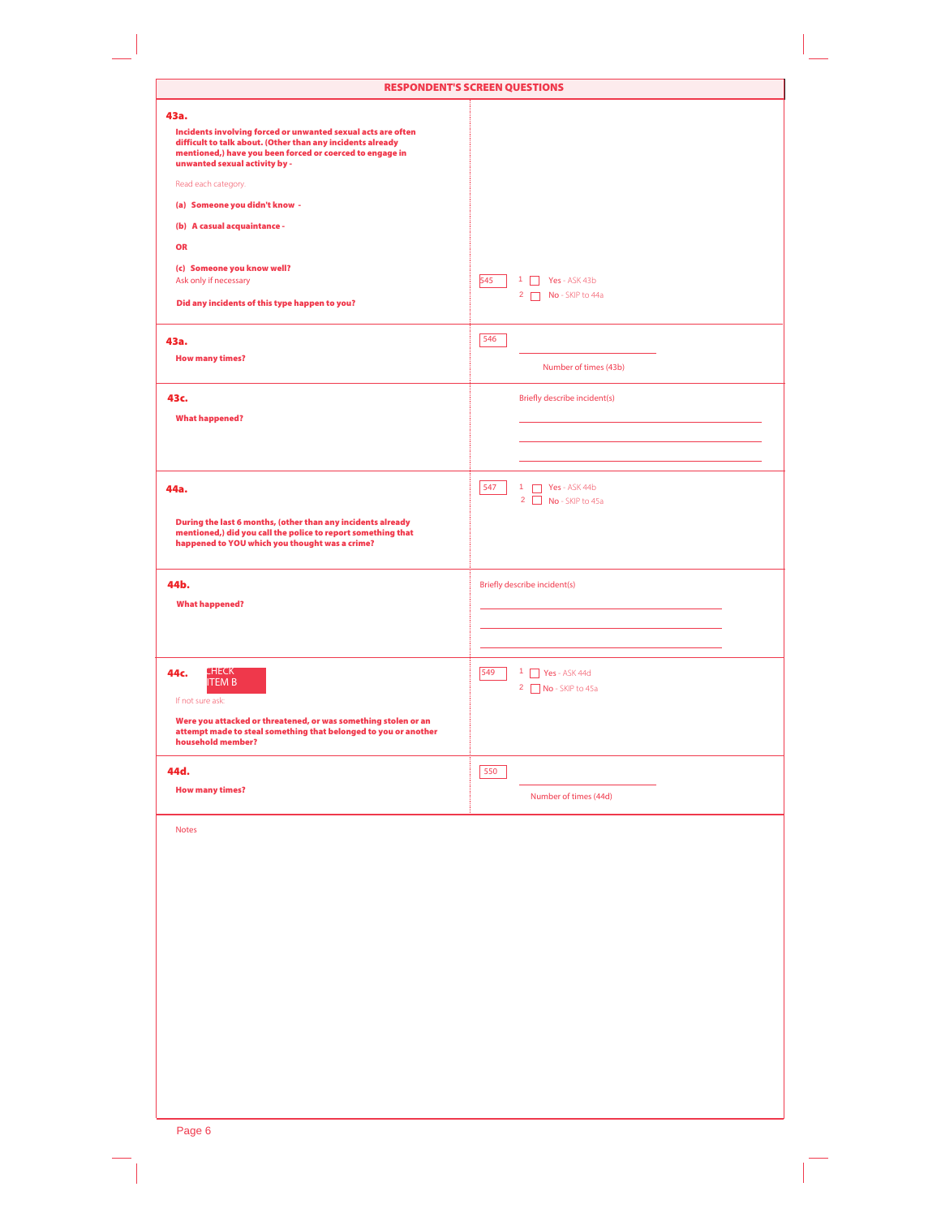## RESPONDENT'S SCREEN QUESTIONS

| | |
|---|---|
| **43a.**<br><br>**Incidents involving forced or unwanted sexual acts are often difficult to talk about. (Other than any incidents already mentioned,) have you been forced or coerced to engage in unwanted sexual activity by -**<br><br>Read each category.<br><br>**(a) Someone you didn't know -**<br><br>**(b) A casual acquaintance -**<br><br>**OR**<br><br>**(c) Someone you know well?**<br>Ask only if necessary<br><br>**Did any incidents of this type happen to you?** | 545 &nbsp; 1 ☐ Yes - ASK 43b<br>2 ☐ No - SKIP to 44a |
| **43a.**<br><br>**How many times?** | 546 ______<br>Number of times (43b) |
| **43c.**<br><br>**What happened?** | Briefly describe incident(s)<br>______<br>______<br>______ |
| **44a.**<br><br>**During the last 6 months, (other than any incidents already mentioned,) did you call the police to report something that happened to YOU which you thought was a crime?** | 547 &nbsp; 1 ☐ Yes - ASK 44b<br>2 ☐ No - SKIP to 45a |
| **44b.**<br><br>**What happened?** | Briefly describe incident(s)<br>______<br>______<br>______ |
| **44c.** CHECK ITEM B<br><br>If not sure ask:<br><br>**Were you attacked or threatened, or was something stolen or an attempt made to steal something that belonged to you or another household member?** | 549 &nbsp; 1 ☐ Yes - ASK 44d<br>2 ☐ No - SKIP to 45a |
| **44d.**<br><br>**How many times?** | 550 ______<br>Number of times (44d) |

Notes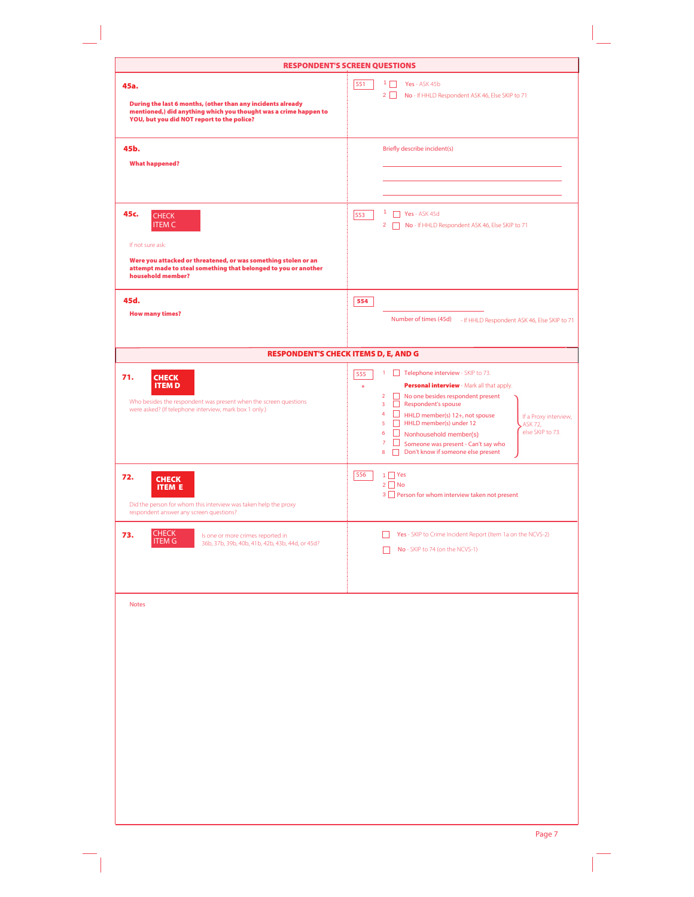## RESPONDENT'S SCREEN QUESTIONS

| Question | Response |
|---|---|
| **45a.**<br><br>**During the last 6 months, (other than any incidents already mentioned,) did anything which you thought was a crime happen to YOU, but you did NOT report to the police?** | 551<br>1 ☐ Yes - ASK 45b<br>2 ☐ No - If HHLD Respondent ASK 46, Else SKIP to 71 |
| **45b.**<br><br>**What happened?** | Briefly describe incident(s)<br>\_\_\_\_\_\_\_\_\_\_\_\_\_\_\_\_\_\_\_\_<br>\_\_\_\_\_\_\_\_\_\_\_\_\_\_\_\_\_\_\_\_<br>\_\_\_\_\_\_\_\_\_\_\_\_\_\_\_\_\_\_\_\_ |
| **45c.** CHECK ITEM C<br><br>If not sure ask:<br><br>**Were you attacked or threatened, or was something stolen or an attempt made to steal something that belonged to you or another household member?** | 553<br>1 ☐ Yes - ASK 45d<br>2 ☐ No - If HHLD Respondent ASK 46, Else SKIP to 71 |
| **45d.**<br><br>**How many times?** | 554<br>\_\_\_\_\_\_\_\_\_\_\_\_<br>Number of times (45d) - If HHLD Respondent ASK 46, Else SKIP to 71 |

## RESPONDENT'S CHECK ITEMS D, E, AND G

| Question | Response |
|---|---|
| **71.** **CHECK ITEM D**<br><br>Who besides the respondent was present when the screen questions were asked? (If telephone interview, mark box 1 only.) | 555 *<br>1 ☐ Telephone interview - SKIP to 73.<br>**Personal interview** - Mark all that apply.<br>2 ☐ No one besides respondent present<br>3 ☐ Respondent's spouse<br>4 ☐ HHLD member(s) 12+, not spouse<br>5 ☐ HHLD member(s) under 12<br>6 ☐ Nonhousehold member(s)<br>7 ☐ Someone was present - Can't say who<br>8 ☐ Don't know if someone else present<br>(2–8): If a Proxy interview, ASK 72, else SKIP to 73. |
| **72.** **CHECK ITEM E**<br><br>Did the person for whom this interview was taken help the proxy respondent answer any screen questions? | 556<br>1 ☐ Yes<br>2 ☐ No<br>3 ☐ Person for whom interview taken not present |
| **73.** CHECK ITEM G<br><br>Is one or more crimes reported in 36b, 37b, 39b, 40b, 41b, 42b, 43b, 44d, or 45d? | ☐ Yes - SKIP to Crime Incident Report (Item 1a on the NCVS-2)<br>☐ No - SKIP to 74 (on the NCVS-1) |

Notes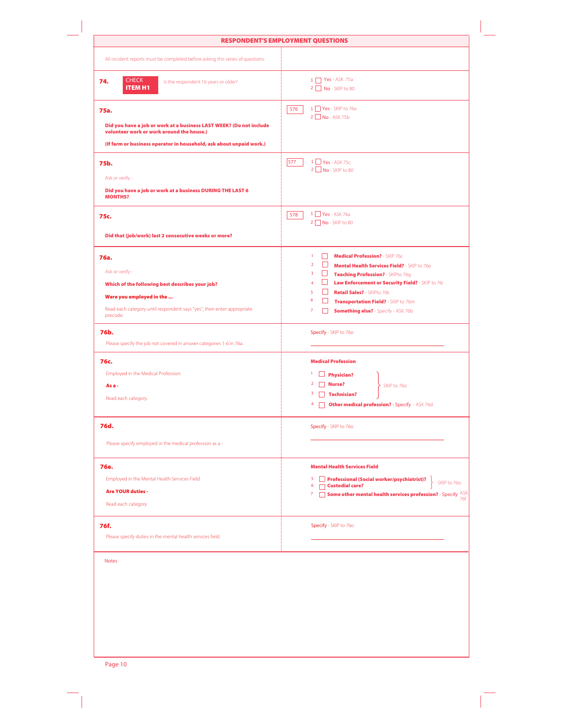## RESPONDENT'S EMPLOYMENT QUESTIONS

| Question | Response |
|---|---|
| All incident reports must be completed before asking this series of questions. | |
| **74.** CHECK **ITEM H1** — Is the respondent 16 years or older? | 1 ☐ Yes - ASK 75a<br>2 ☐ No - SKIP to 80 |
| **75a.**<br>**Did you have a job or work at a business LAST WEEK? (Do not include volunteer work or work around the house.)**<br>**(If farm or business operator in household, ask about unpaid work.)** | 576<br>1 ☐ Yes - SKIP to 76a<br>2 ☐ No - ASK 75b |
| **75b.**<br>Ask or verify -<br>**Did you have a job or work at a business DURING THE LAST 6 MONTHS?** | 577<br>1 ☐ Yes - ASK 75c<br>2 ☐ No - SKIP to 80 |
| **75c.**<br>**Did that (job/work) last 2 consecutive weeks or more?** | 578<br>1 ☐ Yes - ASK 76a<br>2 ☐ No - SKIP to 80 |
| **76a.**<br>Ask or verify -<br>**Which of the following best describes your job?**<br>**Were you employed in the ...**<br>Read each category until respondent says "yes", then enter appropriate precode. | 1 ☐ **Medical Profession?** - SKIP 76c<br>2 ☐ **Mental Health Services Field?** - SKIP to 76e<br>3 ☐ **Teaching Profession?** - SKIPto 76g<br>4 ☐ **Law Enforcement or Security Field?** - SKIP to 76i<br>5 ☐ **Retail Sales?** - SKIPto 76k<br>6 ☐ **Transportation Field?** - SKIP to 76m<br>7 ☐ **Something else?** - Specify - ASK 76b |
| **76b.**<br>Please specify the job not covered in answer categories 1-6 in 76a. | Specify - SKIP to 76o<br>\_\_\_\_\_\_\_\_\_\_\_\_\_\_\_\_\_\_\_\_ |
| **76c.**<br>Employed in the Medical Profession:<br>**As a -**<br>Read each category. | **Medical Profession**<br>1 ☐ **Physician?** — SKIP to 76o<br>2 ☐ **Nurse?** — SKIP to 76o<br>3 ☐ **Technician?** — SKIP to 76o<br>4 ☐ **Other medical profession?** - Specify - ASK 76d |
| **76d.**<br>Please specify employed in the medical profession as a - | Specify - SKIP to 76o<br>\_\_\_\_\_\_\_\_\_\_\_\_\_\_\_\_\_\_\_\_ |
| **76e.**<br>Employed in the Mental Health Services Field:<br>**Are YOUR duties -**<br>Read each category. | **Mental Health Services Field**<br>5 ☐ **Professional (Social worker/psychiatrist)?** — SKIP to 76o<br>6 ☐ **Custodial care?** — SKIP to 76o<br>7 ☐ **Some other mental health services profession?** - Specify - ASK 76f |
| **76f.**<br>Please specify duties in the mental health services field. | Specify - SKIP to 76o<br>\_\_\_\_\_\_\_\_\_\_\_\_\_\_\_\_\_\_\_\_ |

Notes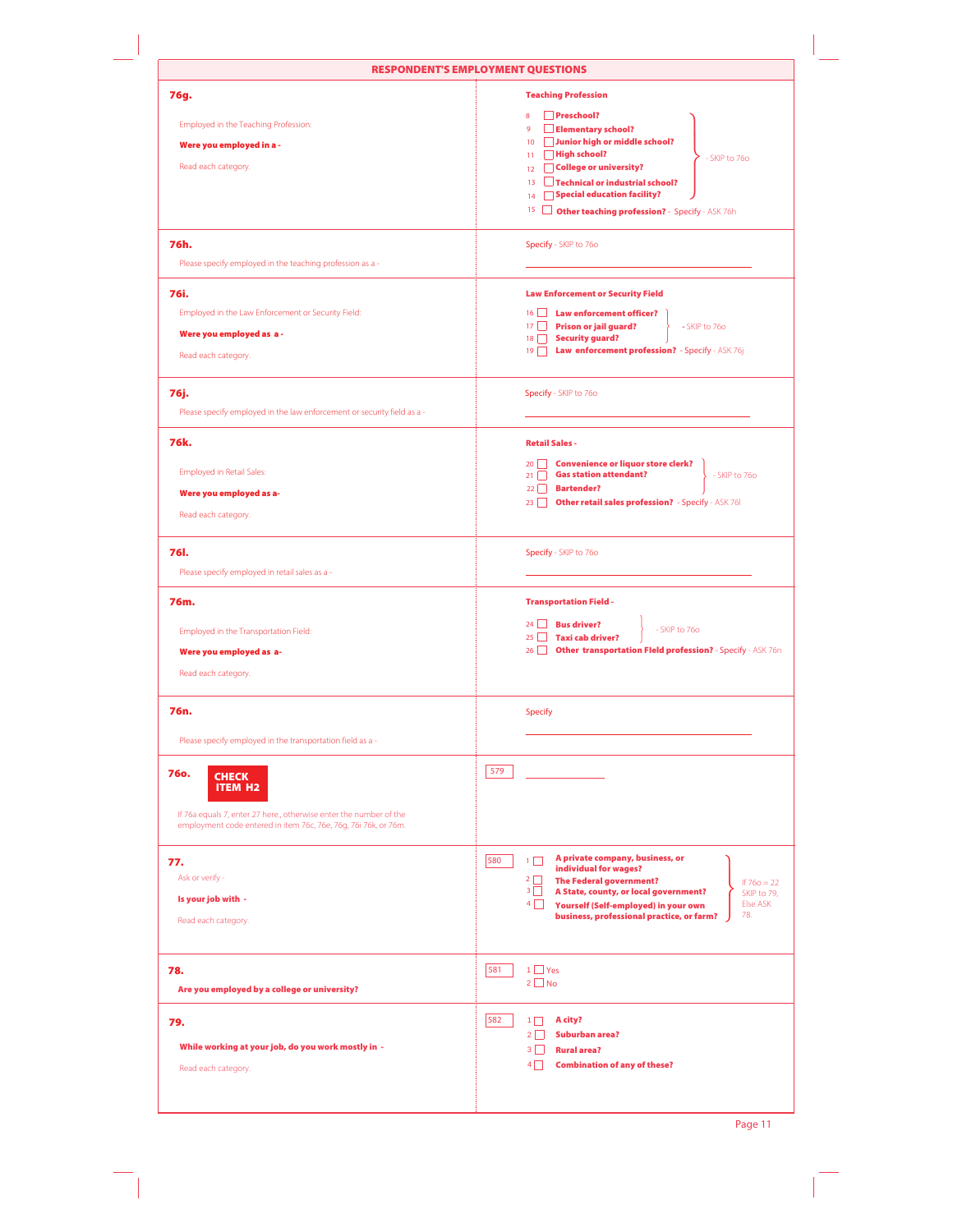## RESPONDENT'S EMPLOYMENT QUESTIONS

| | |
|---|---|
| **76g.**<br><br>Employed in the Teaching Profession:<br><br>**Were you employed in a -**<br><br>Read each category. | **Teaching Profession**<br><br>8 ☐ **Preschool?**<br>9 ☐ **Elementary school?**<br>10 ☐ **Junior high or middle school?**<br>11 ☐ **High school?**<br>12 ☐ **College or university?**<br>13 ☐ **Technical or industrial school?**<br>14 ☐ **Special education facility?**<br>(8–14) - SKIP to 76o<br>15 ☐ **Other teaching profession?** - Specify - ASK 76h |
| **76h.**<br><br>Please specify employed in the teaching profession as a - | Specify - SKIP to 76o<br><br>\_\_\_\_\_\_\_\_\_\_\_\_\_\_\_\_\_\_\_\_ |
| **76i.**<br><br>Employed in the Law Enforcement or Security Field:<br><br>**Were you employed as a -**<br><br>Read each category. | **Law Enforcement or Security Field**<br><br>16 ☐ **Law enforcement officer?**<br>17 ☐ **Prison or jail guard?**<br>18 ☐ **Security guard?**<br>(16–18) - SKIP to 76o<br>19 ☐ **Law enforcement profession?** - Specify - ASK 76j |
| **76j.**<br><br>Please specify employed in the law enforcement or security field as a - | Specify - SKIP to 76o<br><br>\_\_\_\_\_\_\_\_\_\_\_\_\_\_\_\_\_\_\_\_ |
| **76k.**<br><br>Employed in Retail Sales:<br><br>**Were you employed as a-**<br><br>Read each category. | **Retail Sales -**<br><br>20 ☐ **Convenience or liquor store clerk?**<br>21 ☐ **Gas station attendant?**<br>22 ☐ **Bartender?**<br>(20–22) - SKIP to 76o<br>23 ☐ **Other retail sales profession?** - Specify - ASK 76l |
| **76l.**<br><br>Please specify employed in retail sales as a - | Specify - SKIP to 76o<br><br>\_\_\_\_\_\_\_\_\_\_\_\_\_\_\_\_\_\_\_\_ |
| **76m.**<br><br>Employed in the Transportation Field:<br><br>**Were you employed as a-**<br><br>Read each category. | **Transportation Field -**<br><br>24 ☐ **Bus driver?**<br>25 ☐ **Taxi cab driver?**<br>(24–25) - SKIP to 76o<br>26 ☐ **Other transportation FIeld profession?** - Specify - ASK 76n |
| **76n.**<br><br>Please specify employed in the transportation field as a - | Specify<br><br>\_\_\_\_\_\_\_\_\_\_\_\_\_\_\_\_\_\_\_\_ |
| **76o.** **CHECK ITEM H2**<br><br>If 76a equals 7, enter 27 here, otherwise enter the number of the employment code entered in item 76c, 76e, 76g, 76i 76k, or 76m. | 579 \_\_\_\_\_\_\_\_\_\_ |
| **77.**<br><br>Ask or verify -<br><br>**Is your job with -**<br><br>Read each category. | 580<br>1 ☐ **A private company, business, or individual for wages?**<br>2 ☐ **The Federal government?**<br>3 ☐ **A State, county, or local government?**<br>4 ☐ **Yourself (Self-employed) in your own business, professional practice, or farm?**<br>(1–4) If 76o = 22 SKIP to 79, Else ASK 78. |
| **78.**<br><br>**Are you employed by a college or university?** | 581<br>1 ☐ Yes<br>2 ☐ No |
| **79.**<br><br>**While working at your job, do you work mostly in -**<br><br>Read each category. | 582<br>1 ☐ **A city?**<br>2 ☐ **Suburban area?**<br>3 ☐ **Rural area?**<br>4 ☐ **Combination of any of these?** |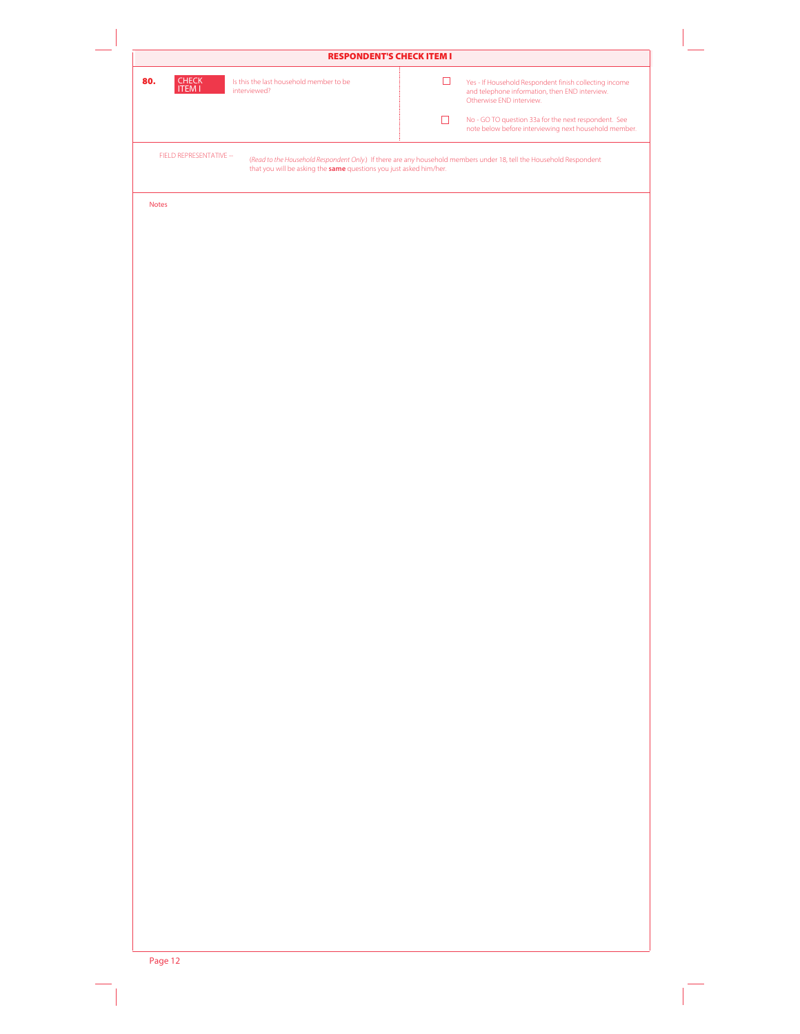## RESPONDENT'S CHECK ITEM I

| | | | |
|---|---|---|---|
| **80.** | CHECK ITEM I | Is this the last household member to be interviewed? | ☐ Yes - If Household Respondent finish collecting income and telephone information, then END interview. Otherwise END interview.<br><br>☐ No - GO TO question 33a for the next respondent. See note below before interviewing next household member. |

FIELD REPRESENTATIVE -- *(Read to the Household Respondent Only.)* If there are any household members under 18, tell the Household Respondent that you will be asking the **same** questions you just asked him/her.

Notes